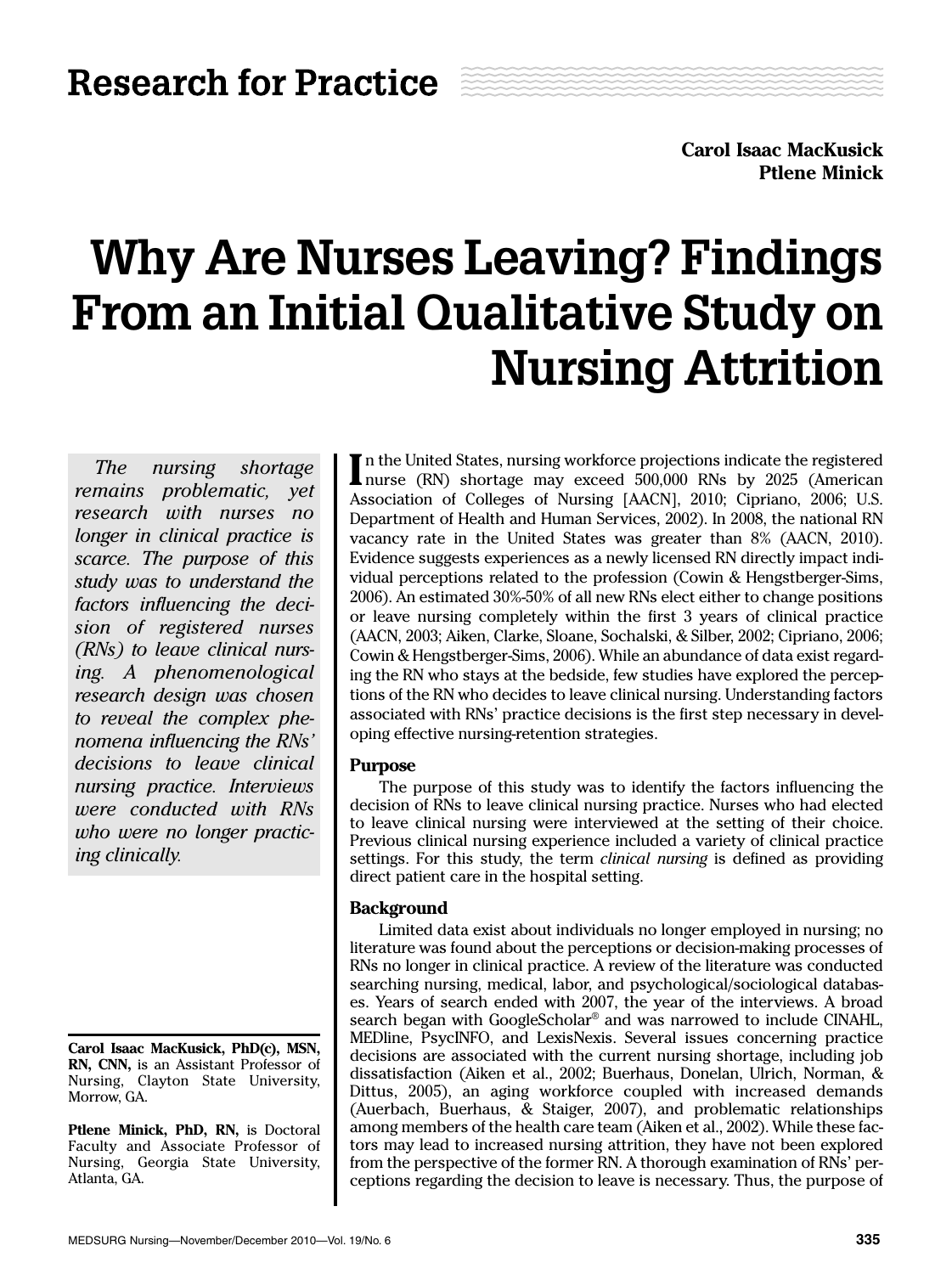## Research for Practice

**Carol Isaac MacKusick**
**Ptlene Minick**

# Why Are Nurses Leaving? Findings From an Initial Qualitative Study on Nursing Attrition

*The nursing shortage remains problematic, yet research with nurses no longer in clinical practice is scarce. The purpose of this study was to understand the factors influencing the decision of registered nurses (RNs) to leave clinical nursing. A phenomenological research design was chosen to reveal the complex phenomena influencing the RNs' decisions to leave clinical nursing practice. Interviews were conducted with RNs who were no longer practicing clinically.*

In the United States, nursing workforce projections indicate the registered nurse (RN) shortage may exceed 500,000 RNs by 2025 (American Association of Colleges of Nursing [AACN], 2010; Cipriano, 2006; U.S. Department of Health and Human Services, 2002). In 2008, the national RN vacancy rate in the United States was greater than 8% (AACN, 2010). Evidence suggests experiences as a newly licensed RN directly impact individual perceptions related to the profession (Cowin & Hengstberger-Sims, 2006). An estimated 30%-50% of all new RNs elect either to change positions or leave nursing completely within the first 3 years of clinical practice (AACN, 2003; Aiken, Clarke, Sloane, Sochalski, & Silber, 2002; Cipriano, 2006; Cowin & Hengstberger-Sims, 2006). While an abundance of data exist regarding the RN who stays at the bedside, few studies have explored the perceptions of the RN who decides to leave clinical nursing. Understanding factors associated with RNs' practice decisions is the first step necessary in developing effective nursing-retention strategies.

### Purpose

The purpose of this study was to identify the factors influencing the decision of RNs to leave clinical nursing practice. Nurses who had elected to leave clinical nursing were interviewed at the setting of their choice. Previous clinical nursing experience included a variety of clinical practice settings. For this study, the term *clinical nursing* is defined as providing direct patient care in the hospital setting.

### Background

Limited data exist about individuals no longer employed in nursing; no literature was found about the perceptions or decision-making processes of RNs no longer in clinical practice. A review of the literature was conducted searching nursing, medical, labor, and psychological/sociological databases. Years of search ended with 2007, the year of the interviews. A broad search began with GoogleScholar® and was narrowed to include CINAHL, MEDline, PsycINFO, and LexisNexis. Several issues concerning practice decisions are associated with the current nursing shortage, including job dissatisfaction (Aiken et al., 2002; Buerhaus, Donelan, Ulrich, Norman, & Dittus, 2005), an aging workforce coupled with increased demands (Auerbach, Buerhaus, & Staiger, 2007), and problematic relationships among members of the health care team (Aiken et al., 2002). While these factors may lead to increased nursing attrition, they have not been explored from the perspective of the former RN. A thorough examination of RNs' perceptions regarding the decision to leave is necessary. Thus, the purpose of

**Carol Isaac MacKusick, PhD(c), MSN, RN, CNN,** is an Assistant Professor of Nursing, Clayton State University, Morrow, GA.

**Ptlene Minick, PhD, RN,** is Doctoral Faculty and Associate Professor of Nursing, Georgia State University, Atlanta, GA.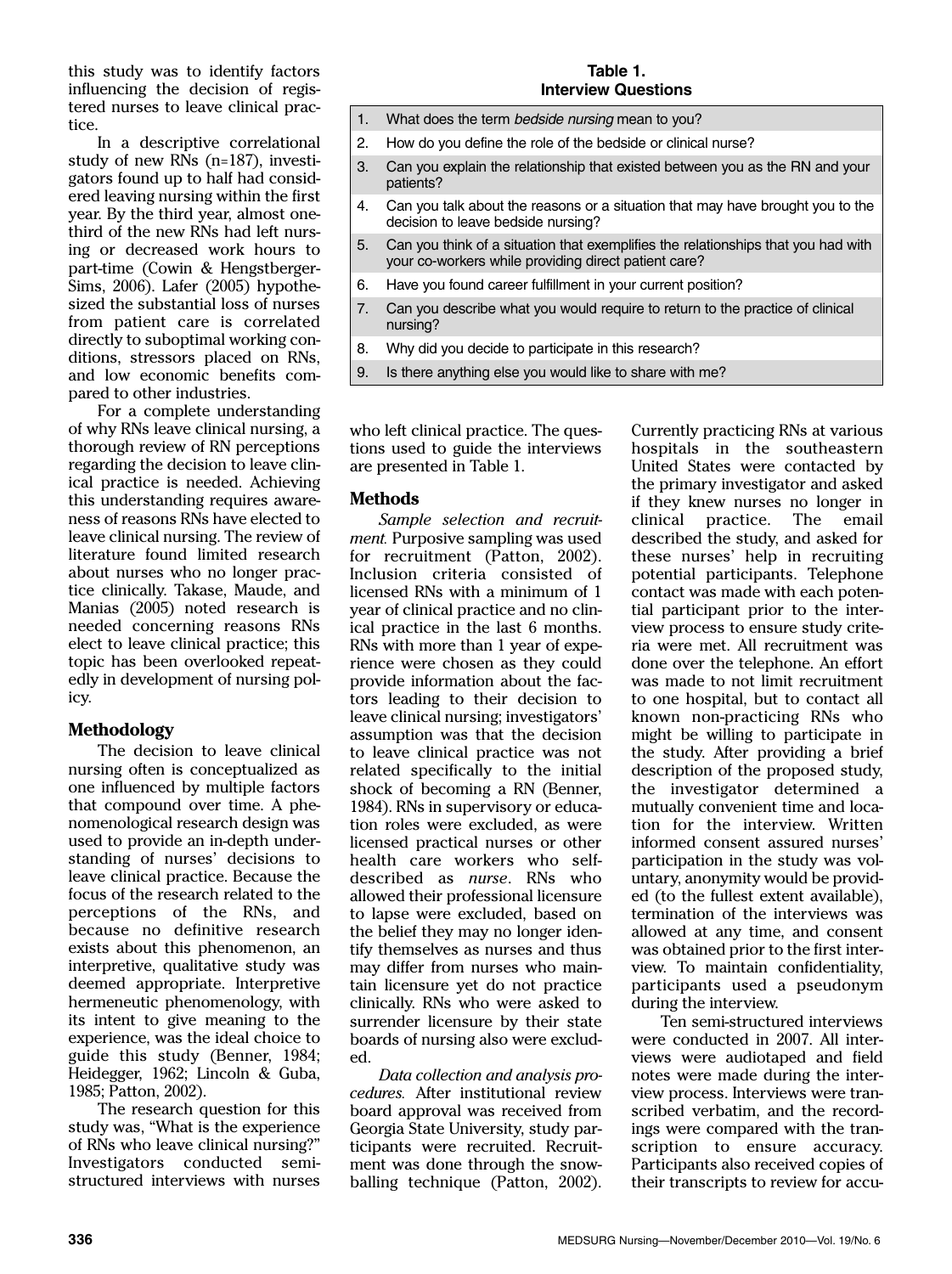this study was to identify factors influencing the decision of registered nurses to leave clinical practice.

In a descriptive correlational study of new RNs (n=187), investigators found up to half had considered leaving nursing within the first year. By the third year, almost one-third of the new RNs had left nursing or decreased work hours to part-time (Cowin & Hengstberger-Sims, 2006). Lafer (2005) hypothesized the substantial loss of nurses from patient care is correlated directly to suboptimal working conditions, stressors placed on RNs, and low economic benefits compared to other industries.

For a complete understanding of why RNs leave clinical nursing, a thorough review of RN perceptions regarding the decision to leave clinical practice is needed. Achieving this understanding requires awareness of reasons RNs have elected to leave clinical nursing. The review of literature found limited research about nurses who no longer practice clinically. Takase, Maude, and Manias (2005) noted research is needed concerning reasons RNs elect to leave clinical practice; this topic has been overlooked repeatedly in development of nursing policy.

## Methodology

The decision to leave clinical nursing often is conceptualized as one influenced by multiple factors that compound over time. A phenomenological research design was used to provide an in-depth understanding of nurses' decisions to leave clinical practice. Because the focus of the research related to the perceptions of the RNs, and because no definitive research exists about this phenomenon, an interpretive, qualitative study was deemed appropriate. Interpretive hermeneutic phenomenology, with its intent to give meaning to the experience, was the ideal choice to guide this study (Benner, 1984; Heidegger, 1962; Lincoln & Guba, 1985; Patton, 2002).

The research question for this study was, "What is the experience of RNs who leave clinical nursing?" Investigators conducted semi-structured interviews with nurses who left clinical practice. The questions used to guide the interviews are presented in Table 1.

**Table 1.**
**Interview Questions**

| | |
|---|---|
| 1. | What does the term *bedside nursing* mean to you? |
| 2. | How do you define the role of the bedside or clinical nurse? |
| 3. | Can you explain the relationship that existed between you as the RN and your patients? |
| 4. | Can you talk about the reasons or a situation that may have brought you to the decision to leave bedside nursing? |
| 5. | Can you think of a situation that exemplifies the relationships that you had with your co-workers while providing direct patient care? |
| 6. | Have you found career fulfillment in your current position? |
| 7. | Can you describe what you would require to return to the practice of clinical nursing? |
| 8. | Why did you decide to participate in this research? |
| 9. | Is there anything else you would like to share with me? |

## Methods

*Sample selection and recruitment.* Purposive sampling was used for recruitment (Patton, 2002). Inclusion criteria consisted of licensed RNs with a minimum of 1 year of clinical practice and no clinical practice in the last 6 months. RNs with more than 1 year of experience were chosen as they could provide information about the factors leading to their decision to leave clinical nursing; investigators' assumption was that the decision to leave clinical practice was not related specifically to the initial shock of becoming a RN (Benner, 1984). RNs in supervisory or education roles were excluded, as were licensed practical nurses or other health care workers who self-described as *nurse*. RNs who allowed their professional licensure to lapse were excluded, based on the belief they may no longer identify themselves as nurses and thus may differ from nurses who maintain licensure yet do not practice clinically. RNs who were asked to surrender licensure by their state boards of nursing also were excluded.

*Data collection and analysis procedures.* After institutional review board approval was received from Georgia State University, study participants were recruited. Recruitment was done through the snowballing technique (Patton, 2002). Currently practicing RNs at various hospitals in the southeastern United States were contacted by the primary investigator and asked if they knew nurses no longer in clinical practice. The email described the study, and asked for these nurses' help in recruiting potential participants. Telephone contact was made with each potential participant prior to the interview process to ensure study criteria were met. All recruitment was done over the telephone. An effort was made to not limit recruitment to one hospital, but to contact all known non-practicing RNs who might be willing to participate in the study. After providing a brief description of the proposed study, the investigator determined a mutually convenient time and location for the interview. Written informed consent assured nurses' participation in the study was voluntary, anonymity would be provided (to the fullest extent available), termination of the interviews was allowed at any time, and consent was obtained prior to the first interview. To maintain confidentiality, participants used a pseudonym during the interview.

Ten semi-structured interviews were conducted in 2007. All interviews were audiotaped and field notes were made during the interview process. Interviews were transcribed verbatim, and the recordings were compared with the transcription to ensure accuracy. Participants also received copies of their transcripts to review for accu-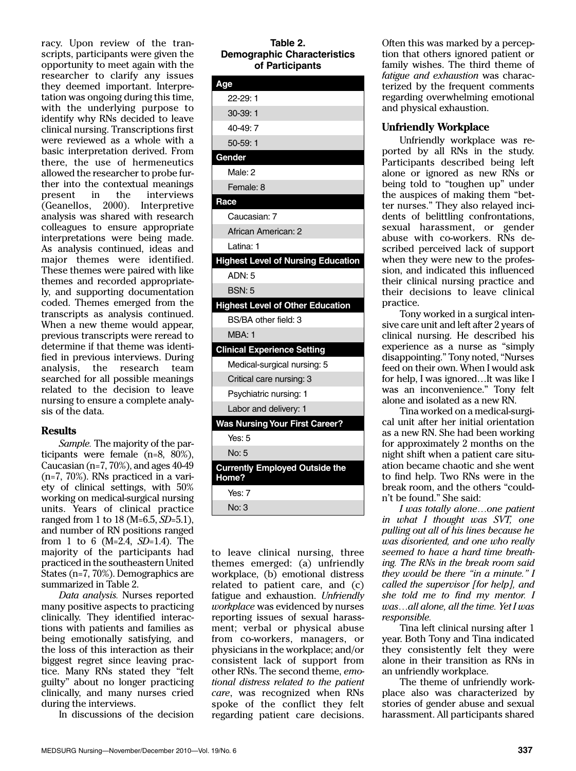racy. Upon review of the transcripts, participants were given the opportunity to meet again with the researcher to clarify any issues they deemed important. Interpretation was ongoing during this time, with the underlying purpose to identify why RNs decided to leave clinical nursing. Transcriptions first were reviewed as a whole with a basic interpretation derived. From there, the use of hermeneutics allowed the researcher to probe further into the contextual meanings present in the interviews (Geanellos, 2000). Interpretive analysis was shared with research colleagues to ensure appropriate interpretations were being made. As analysis continued, ideas and major themes were identified. These themes were paired with like themes and recorded appropriately, and supporting documentation coded. Themes emerged from the transcripts as analysis continued. When a new theme would appear, previous transcripts were reread to determine if that theme was identified in previous interviews. During analysis, the research team searched for all possible meanings related to the decision to leave nursing to ensure a complete analysis of the data.

## Results

*Sample.* The majority of the participants were female (n=8, 80%), Caucasian (n=7, 70%), and ages 40-49 (n=7, 70%). RNs practiced in a variety of clinical settings, with 50% working on medical-surgical nursing units. Years of clinical practice ranged from 1 to 18 (M=6.5, *SD*=5.1), and number of RN positions ranged from 1 to 6 (M=2.4, *SD*=1.4). The majority of the participants had practiced in the southeastern United States (n=7, 70%). Demographics are summarized in Table 2.

**Table 2. Demographic Characteristics of Participants**

| **Age** |
|---|
| 22-29: 1 |
| 30-39: 1 |
| 40-49: 7 |
| 50-59: 1 |
| **Gender** |
| Male: 2 |
| Female: 8 |
| **Race** |
| Caucasian: 7 |
| African American: 2 |
| Latina: 1 |
| **Highest Level of Nursing Education** |
| ADN: 5 |
| BSN: 5 |
| **Highest Level of Other Education** |
| BS/BA other field: 3 |
| MBA: 1 |
| **Clinical Experience Setting** |
| Medical-surgical nursing: 5 |
| Critical care nursing: 3 |
| Psychiatric nursing: 1 |
| Labor and delivery: 1 |
| **Was Nursing Your First Career?** |
| Yes: 5 |
| No: 5 |
| **Currently Employed Outside the Home?** |
| Yes: 7 |
| No: 3 |

*Data analysis.* Nurses reported many positive aspects to practicing clinically. They identified interactions with patients and families as being emotionally satisfying, and the loss of this interaction as their biggest regret since leaving practice. Many RNs stated they "felt guilty" about no longer practicing clinically, and many nurses cried during the interviews.

In discussions of the decision to leave clinical nursing, three themes emerged: (a) unfriendly workplace, (b) emotional distress related to patient care, and (c) fatigue and exhaustion. *Unfriendly workplace* was evidenced by nurses reporting issues of sexual harassment; verbal or physical abuse from co-workers, managers, or physicians in the workplace; and/or consistent lack of support from other RNs. The second theme, *emotional distress related to the patient care*, was recognized when RNs spoke of the conflict they felt regarding patient care decisions. Often this was marked by a perception that others ignored patient or family wishes. The third theme of *fatigue and exhaustion* was characterized by the frequent comments regarding overwhelming emotional and physical exhaustion.

### Unfriendly Workplace

Unfriendly workplace was reported by all RNs in the study. Participants described being left alone or ignored as new RNs or being told to "toughen up" under the auspices of making them "better nurses." They also relayed incidents of belittling confrontations, sexual harassment, or gender abuse with co-workers. RNs described perceived lack of support when they were new to the profession, and indicated this influenced their clinical nursing practice and their decisions to leave clinical practice.

Tony worked in a surgical intensive care unit and left after 2 years of clinical nursing. He described his experience as a nurse as "simply disappointing." Tony noted, "Nurses feed on their own. When I would ask for help, I was ignored…It was like I was an inconvenience." Tony felt alone and isolated as a new RN.

Tina worked on a medical-surgical unit after her initial orientation as a new RN. She had been working for approximately 2 months on the night shift when a patient care situation became chaotic and she went to find help. Two RNs were in the break room, and the others "couldn't be found." She said:

*I was totally alone…one patient in what I thought was SVT, one pulling out all of his lines because he was disoriented, and one who really seemed to have a hard time breathing. The RNs in the break room said they would be there "in a minute." I called the supervisor [for help], and she told me to find my mentor. I was…all alone, all the time. Yet I was responsible.*

Tina left clinical nursing after 1 year. Both Tony and Tina indicated they consistently felt they were alone in their transition as RNs in an unfriendly workplace.

The theme of unfriendly workplace also was characterized by stories of gender abuse and sexual harassment. All participants shared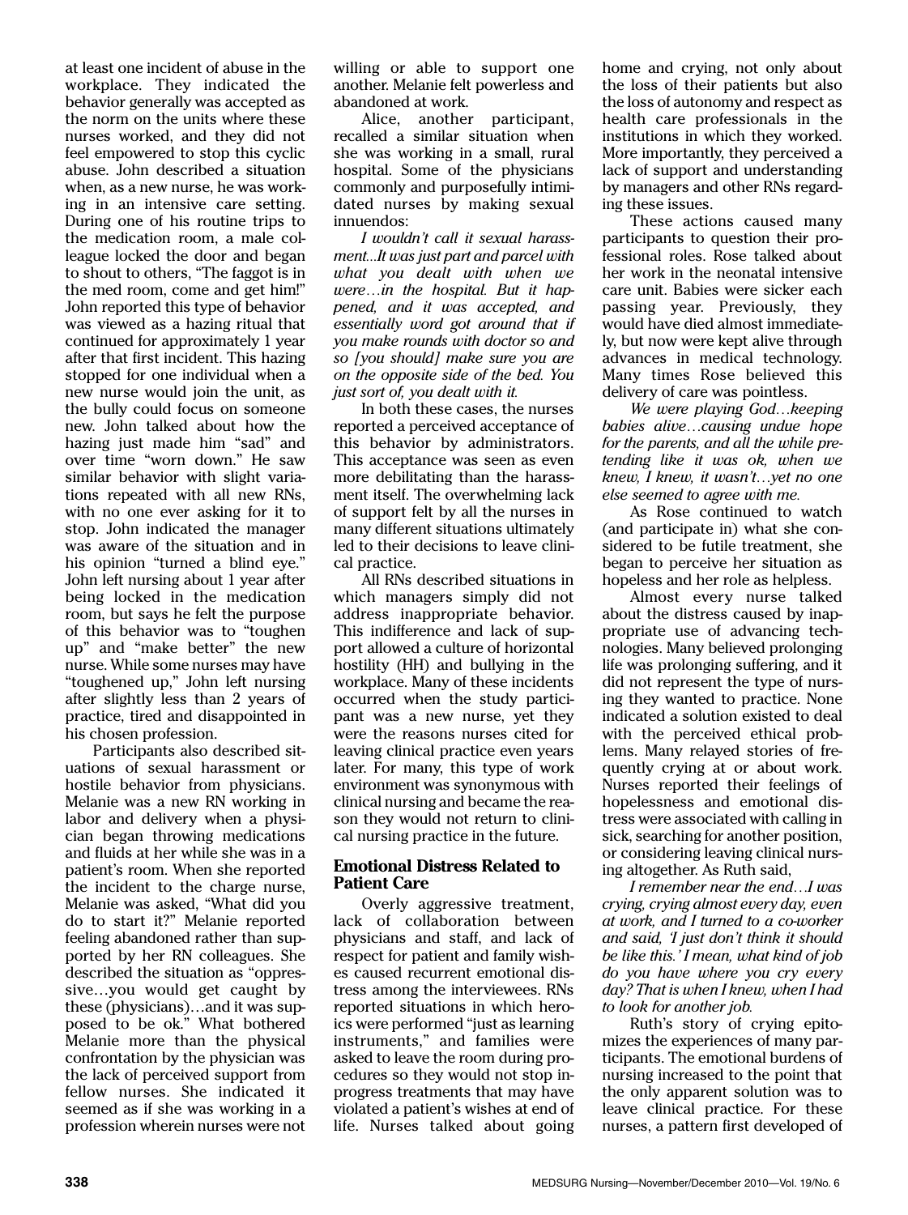at least one incident of abuse in the workplace. They indicated the behavior generally was accepted as the norm on the units where these nurses worked, and they did not feel empowered to stop this cyclic abuse. John described a situation when, as a new nurse, he was working in an intensive care setting. During one of his routine trips to the medication room, a male colleague locked the door and began to shout to others, "The faggot is in the med room, come and get him!" John reported this type of behavior was viewed as a hazing ritual that continued for approximately 1 year after that first incident. This hazing stopped for one individual when a new nurse would join the unit, as the bully could focus on someone new. John talked about how the hazing just made him "sad" and over time "worn down." He saw similar behavior with slight variations repeated with all new RNs, with no one ever asking for it to stop. John indicated the manager was aware of the situation and in his opinion "turned a blind eye." John left nursing about 1 year after being locked in the medication room, but says he felt the purpose of this behavior was to "toughen up" and "make better" the new nurse. While some nurses may have "toughened up," John left nursing after slightly less than 2 years of practice, tired and disappointed in his chosen profession.

Participants also described situations of sexual harassment or hostile behavior from physicians. Melanie was a new RN working in labor and delivery when a physician began throwing medications and fluids at her while she was in a patient's room. When she reported the incident to the charge nurse, Melanie was asked, "What did you do to start it?" Melanie reported feeling abandoned rather than supported by her RN colleagues. She described the situation as "oppressive…you would get caught by these (physicians)…and it was supposed to be ok." What bothered Melanie more than the physical confrontation by the physician was the lack of perceived support from fellow nurses. She indicated it seemed as if she was working in a profession wherein nurses were not willing or able to support one another. Melanie felt powerless and abandoned at work.

Alice, another participant, recalled a similar situation when she was working in a small, rural hospital. Some of the physicians commonly and purposefully intimidated nurses by making sexual innuendos:

*I wouldn't call it sexual harassment...It was just part and parcel with what you dealt with when we were…in the hospital. But it happened, and it was accepted, and essentially word got around that if you make rounds with doctor so and so [you should] make sure you are on the opposite side of the bed. You just sort of, you dealt with it.*

In both these cases, the nurses reported a perceived acceptance of this behavior by administrators. This acceptance was seen as even more debilitating than the harassment itself. The overwhelming lack of support felt by all the nurses in many different situations ultimately led to their decisions to leave clinical practice.

All RNs described situations in which managers simply did not address inappropriate behavior. This indifference and lack of support allowed a culture of horizontal hostility (HH) and bullying in the workplace. Many of these incidents occurred when the study participant was a new nurse, yet they were the reasons nurses cited for leaving clinical practice even years later. For many, this type of work environment was synonymous with clinical nursing and became the reason they would not return to clinical nursing practice in the future.

### Emotional Distress Related to Patient Care

Overly aggressive treatment, lack of collaboration between physicians and staff, and lack of respect for patient and family wishes caused recurrent emotional distress among the interviewees. RNs reported situations in which heroics were performed "just as learning instruments," and families were asked to leave the room during procedures so they would not stop in-progress treatments that may have violated a patient's wishes at end of life. Nurses talked about going home and crying, not only about the loss of their patients but also the loss of autonomy and respect as health care professionals in the institutions in which they worked. More importantly, they perceived a lack of support and understanding by managers and other RNs regarding these issues.

These actions caused many participants to question their professional roles. Rose talked about her work in the neonatal intensive care unit. Babies were sicker each passing year. Previously, they would have died almost immediately, but now were kept alive through advances in medical technology. Many times Rose believed this delivery of care was pointless.

*We were playing God…keeping babies alive…causing undue hope for the parents, and all the while pretending like it was ok, when we knew, I knew, it wasn't…yet no one else seemed to agree with me.*

As Rose continued to watch (and participate in) what she considered to be futile treatment, she began to perceive her situation as hopeless and her role as helpless.

Almost every nurse talked about the distress caused by inappropriate use of advancing technologies. Many believed prolonging life was prolonging suffering, and it did not represent the type of nursing they wanted to practice. None indicated a solution existed to deal with the perceived ethical problems. Many relayed stories of frequently crying at or about work. Nurses reported their feelings of hopelessness and emotional distress were associated with calling in sick, searching for another position, or considering leaving clinical nursing altogether. As Ruth said,

*I remember near the end…I was crying, crying almost every day, even at work, and I turned to a co-worker and said, 'I just don't think it should be like this.' I mean, what kind of job do you have where you cry every day? That is when I knew, when I had to look for another job.*

Ruth's story of crying epitomizes the experiences of many participants. The emotional burdens of nursing increased to the point that the only apparent solution was to leave clinical practice. For these nurses, a pattern first developed of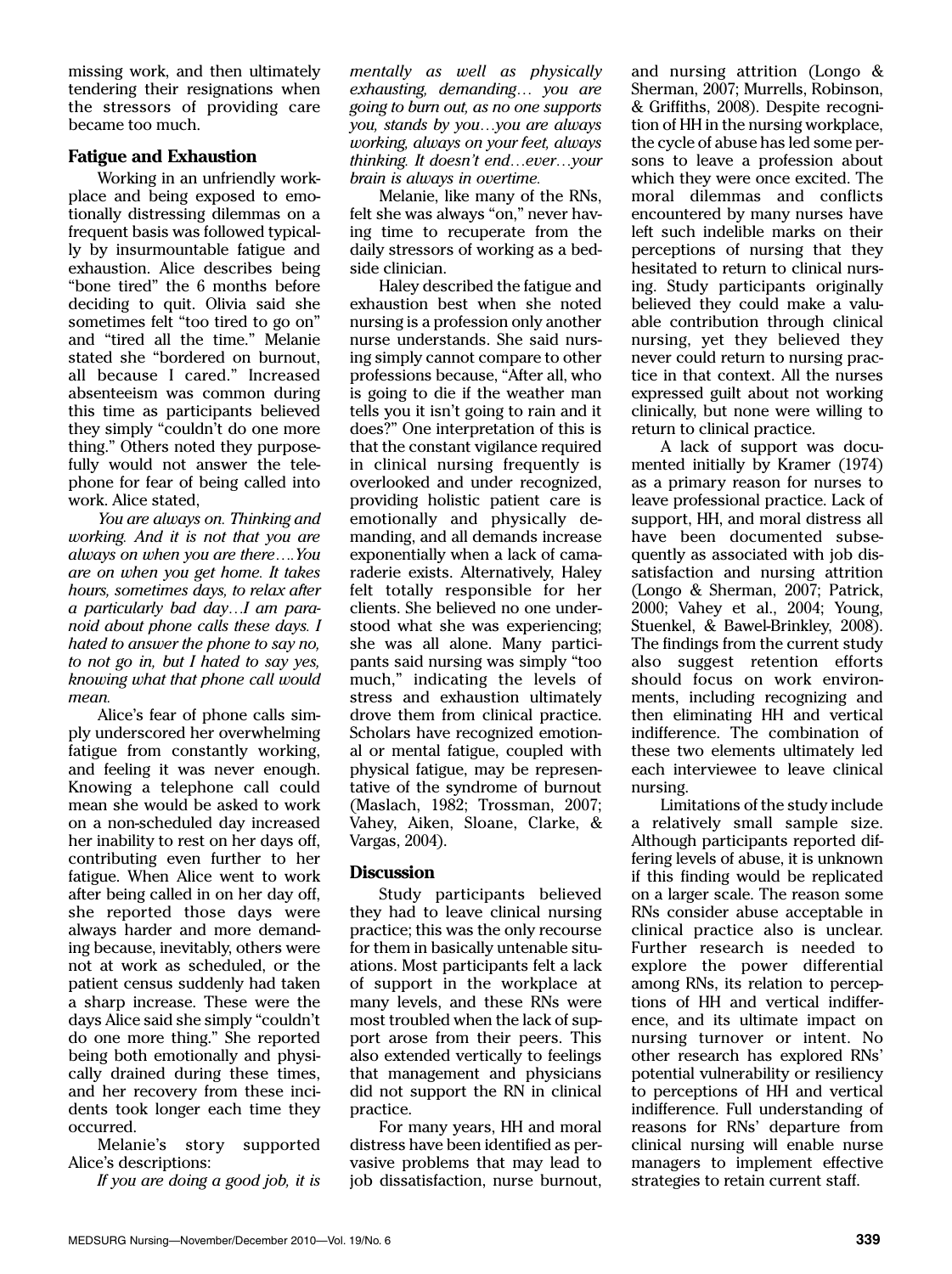missing work, and then ultimately tendering their resignations when the stressors of providing care became too much.

### Fatigue and Exhaustion

Working in an unfriendly workplace and being exposed to emotionally distressing dilemmas on a frequent basis was followed typically by insurmountable fatigue and exhaustion. Alice describes being "bone tired" the 6 months before deciding to quit. Olivia said she sometimes felt "too tired to go on" and "tired all the time." Melanie stated she "bordered on burnout, all because I cared." Increased absenteeism was common during this time as participants believed they simply "couldn't do one more thing." Others noted they purposefully would not answer the telephone for fear of being called into work. Alice stated,

*You are always on. Thinking and working. And it is not that you are always on when you are there….You are on when you get home. It takes hours, sometimes days, to relax after a particularly bad day…I am paranoid about phone calls these days. I hated to answer the phone to say no, to not go in, but I hated to say yes, knowing what that phone call would mean.*

Alice's fear of phone calls simply underscored her overwhelming fatigue from constantly working, and feeling it was never enough. Knowing a telephone call could mean she would be asked to work on a non-scheduled day increased her inability to rest on her days off, contributing even further to her fatigue. When Alice went to work after being called in on her day off, she reported those days were always harder and more demanding because, inevitably, others were not at work as scheduled, or the patient census suddenly had taken a sharp increase. These were the days Alice said she simply "couldn't do one more thing." She reported being both emotionally and physically drained during these times, and her recovery from these incidents took longer each time they occurred.

Melanie's story supported Alice's descriptions:

*If you are doing a good job, it is mentally as well as physically exhausting, demanding… you are going to burn out, as no one supports you, stands by you…you are always working, always on your feet, always thinking. It doesn't end…ever…your brain is always in overtime.*

Melanie, like many of the RNs, felt she was always "on," never having time to recuperate from the daily stressors of working as a bedside clinician.

Haley described the fatigue and exhaustion best when she noted nursing is a profession only another nurse understands. She said nursing simply cannot compare to other professions because, "After all, who is going to die if the weather man tells you it isn't going to rain and it does?" One interpretation of this is that the constant vigilance required in clinical nursing frequently is overlooked and under recognized, providing holistic patient care is emotionally and physically demanding, and all demands increase exponentially when a lack of camaraderie exists. Alternatively, Haley felt totally responsible for her clients. She believed no one understood what she was experiencing; she was all alone. Many participants said nursing was simply "too much," indicating the levels of stress and exhaustion ultimately drove them from clinical practice. Scholars have recognized emotional or mental fatigue, coupled with physical fatigue, may be representative of the syndrome of burnout (Maslach, 1982; Trossman, 2007; Vahey, Aiken, Sloane, Clarke, & Vargas, 2004).

## Discussion

Study participants believed they had to leave clinical nursing practice; this was the only recourse for them in basically untenable situations. Most participants felt a lack of support in the workplace at many levels, and these RNs were most troubled when the lack of support arose from their peers. This also extended vertically to feelings that management and physicians did not support the RN in clinical practice.

For many years, HH and moral distress have been identified as pervasive problems that may lead to job dissatisfaction, nurse burnout, and nursing attrition (Longo & Sherman, 2007; Murrells, Robinson, & Griffiths, 2008). Despite recognition of HH in the nursing workplace, the cycle of abuse has led some persons to leave a profession about which they were once excited. The moral dilemmas and conflicts encountered by many nurses have left such indelible marks on their perceptions of nursing that they hesitated to return to clinical nursing. Study participants originally believed they could make a valuable contribution through clinical nursing, yet they believed they never could return to nursing practice in that context. All the nurses expressed guilt about not working clinically, but none were willing to return to clinical practice.

A lack of support was documented initially by Kramer (1974) as a primary reason for nurses to leave professional practice. Lack of support, HH, and moral distress all have been documented subsequently as associated with job dissatisfaction and nursing attrition (Longo & Sherman, 2007; Patrick, 2000; Vahey et al., 2004; Young, Stuenkel, & Bawel-Brinkley, 2008). The findings from the current study also suggest retention efforts should focus on work environments, including recognizing and then eliminating HH and vertical indifference. The combination of these two elements ultimately led each interviewee to leave clinical nursing.

Limitations of the study include a relatively small sample size. Although participants reported differing levels of abuse, it is unknown if this finding would be replicated on a larger scale. The reason some RNs consider abuse acceptable in clinical practice also is unclear. Further research is needed to explore the power differential among RNs, its relation to perceptions of HH and vertical indifference, and its ultimate impact on nursing turnover or intent. No other research has explored RNs' potential vulnerability or resiliency to perceptions of HH and vertical indifference. Full understanding of reasons for RNs' departure from clinical nursing will enable nurse managers to implement effective strategies to retain current staff.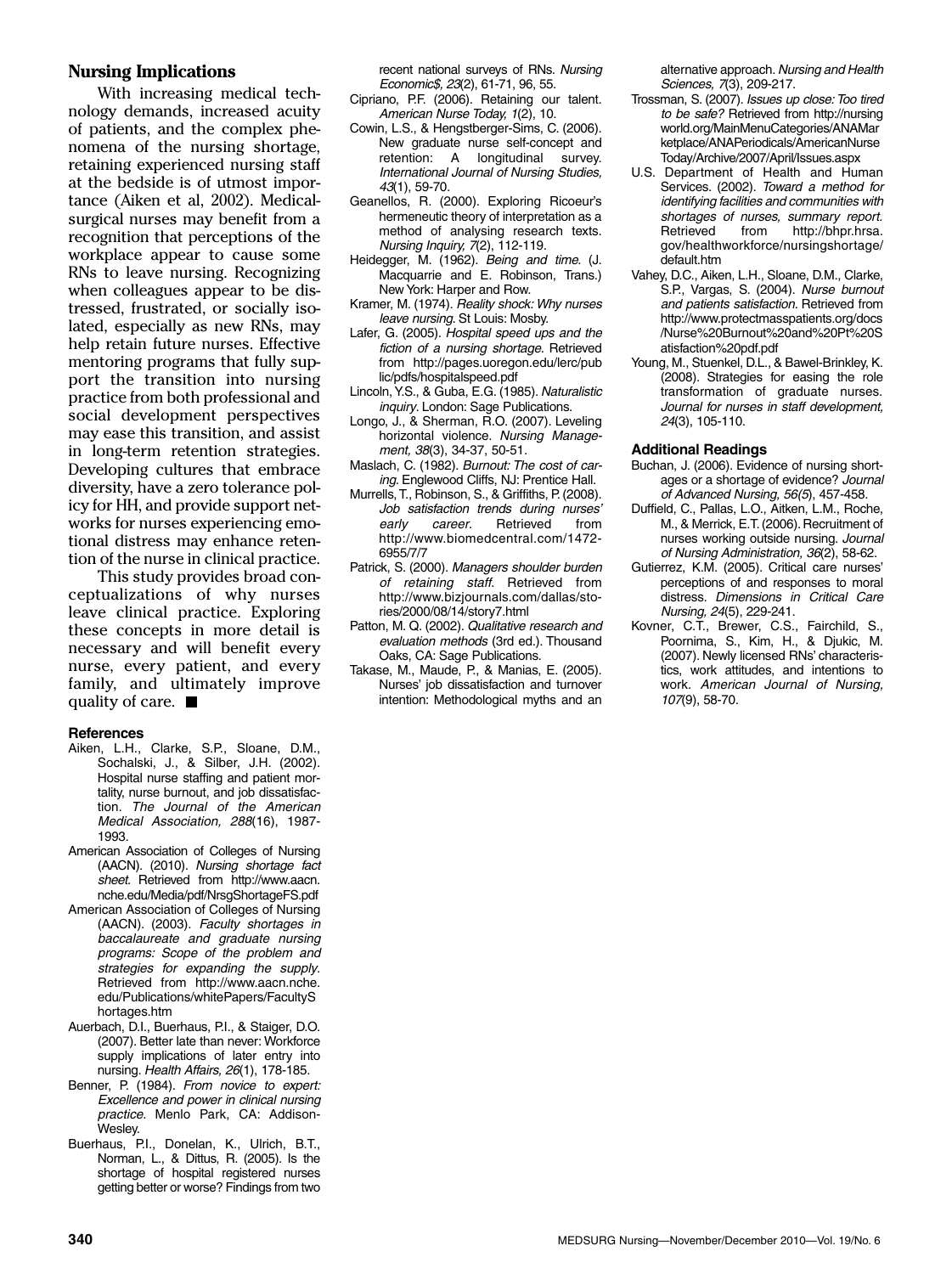## Nursing Implications

With increasing medical technology demands, increased acuity of patients, and the complex phenomena of the nursing shortage, retaining experienced nursing staff at the bedside is of utmost importance (Aiken et al, 2002). Medical-surgical nurses may benefit from a recognition that perceptions of the workplace appear to cause some RNs to leave nursing. Recognizing when colleagues appear to be distressed, frustrated, or socially isolated, especially as new RNs, may help retain future nurses. Effective mentoring programs that fully support the transition into nursing practice from both professional and social development perspectives may ease this transition, and assist in long-term retention strategies. Developing cultures that embrace diversity, have a zero tolerance policy for HH, and provide support networks for nurses experiencing emotional distress may enhance retention of the nurse in clinical practice.

This study provides broad conceptualizations of why nurses leave clinical practice. Exploring these concepts in more detail is necessary and will benefit every nurse, every patient, and every family, and ultimately improve quality of care. ■

### References

Aiken, L.H., Clarke, S.P., Sloane, D.M., Sochalski, J., & Silber, J.H. (2002). Hospital nurse staffing and patient mortality, nurse burnout, and job dissatisfaction. *The Journal of the American Medical Association, 288*(16), 1987-1993.

American Association of Colleges of Nursing (AACN). (2010). *Nursing shortage fact sheet*. Retrieved from http://www.aacn.nche.edu/Media/pdf/NrsgShortageFS.pdf

American Association of Colleges of Nursing (AACN). (2003). *Faculty shortages in baccalaureate and graduate nursing programs: Scope of the problem and strategies for expanding the supply*. Retrieved from http://www.aacn.nche.edu/Publications/whitePapers/FacultyShortages.htm

Auerbach, D.I., Buerhaus, P.I., & Staiger, D.O. (2007). Better late than never: Workforce supply implications of later entry into nursing. *Health Affairs, 26*(1), 178-185.

Benner, P. (1984). *From novice to expert: Excellence and power in clinical nursing practice*. Menlo Park, CA: Addison-Wesley.

Buerhaus, P.I., Donelan, K., Ulrich, B.T., Norman, L., & Dittus, R. (2005). Is the shortage of hospital registered nurses getting better or worse? Findings from two recent national surveys of RNs. *Nursing Economic$, 23*(2), 61-71, 96, 55.

Cipriano, P.F. (2006). Retaining our talent. *American Nurse Today, 1*(2), 10.

Cowin, L.S., & Hengstberger-Sims, C. (2006). New graduate nurse self-concept and retention: A longitudinal survey. *International Journal of Nursing Studies, 43*(1), 59-70.

Geanellos, R. (2000). Exploring Ricoeur's hermeneutic theory of interpretation as a method of analysing research texts. *Nursing Inquiry, 7*(2), 112-119.

Heidegger, M. (1962). *Being and time.* (J. Macquarrie and E. Robinson, Trans.) New York: Harper and Row.

Kramer, M. (1974). *Reality shock: Why nurses leave nursing*. St Louis: Mosby.

Lafer, G. (2005). *Hospital speed ups and the fiction of a nursing shortage*. Retrieved from http://pages.uoregon.edu/lerc/public/pdfs/hospitalspeed.pdf

Lincoln, Y.S., & Guba, E.G. (1985). *Naturalistic inquiry*. London: Sage Publications.

Longo, J., & Sherman, R.O. (2007). Leveling horizontal violence. *Nursing Management, 38*(3), 34-37, 50-51.

Maslach, C. (1982). *Burnout: The cost of caring*. Englewood Cliffs, NJ: Prentice Hall.

Murrells, T., Robinson, S., & Griffiths, P. (2008). *Job satisfaction trends during nurses' early career*. Retrieved from http://www.biomedcentral.com/1472-6955/7/7

Patrick, S. (2000). *Managers shoulder burden of retaining staff*. Retrieved from http://www.bizjournals.com/dallas/stories/2000/08/14/story7.html

Patton, M. Q. (2002). *Qualitative research and evaluation methods* (3rd ed.). Thousand Oaks, CA: Sage Publications.

Takase, M., Maude, P., & Manias, E. (2005). Nurses' job dissatisfaction and turnover intention: Methodological myths and an alternative approach. *Nursing and Health Sciences, 7*(3), 209-217.

Trossman, S. (2007). *Issues up close: Too tired to be safe?* Retrieved from http://nursingworld.org/MainMenuCategories/ANAMarketplace/ANAPeriodicals/AmericanNurseToday/Archive/2007/April/Issues.aspx

U.S. Department of Health and Human Services. (2002). *Toward a method for identifying facilities and communities with shortages of nurses, summary report.* Retrieved from http://bhpr.hrsa.gov/healthworkforce/nursingshortage/default.htm

Vahey, D.C., Aiken, L.H., Sloane, D.M., Clarke, S.P., Vargas, S. (2004). *Nurse burnout and patients satisfaction*. Retrieved from http://www.protectmasspatients.org/docs/Nurse%20Burnout%20and%20Pt%20Satisfaction%20pdf.pdf

Young, M., Stuenkel, D.L., & Bawel-Brinkley, K. (2008). Strategies for easing the role transformation of graduate nurses. *Journal for nurses in staff development, 24*(3), 105-110.

### Additional Readings

Buchan, J. (2006). Evidence of nursing shortages or a shortage of evidence? *Journal of Advanced Nursing, 56(5)*, 457-458.

Duffield, C., Pallas, L.O., Aitken, L.M., Roche, M., & Merrick, E.T. (2006). Recruitment of nurses working outside nursing. *Journal of Nursing Administration, 36*(2), 58-62.

Gutierrez, K.M. (2005). Critical care nurses' perceptions of and responses to moral distress. *Dimensions in Critical Care Nursing, 24*(5), 229-241.

Kovner, C.T., Brewer, C.S., Fairchild, S., Poornima, S., Kim, H., & Djukic, M. (2007). Newly licensed RNs' characteristics, work attitudes, and intentions to work. *American Journal of Nursing, 107*(9), 58-70.